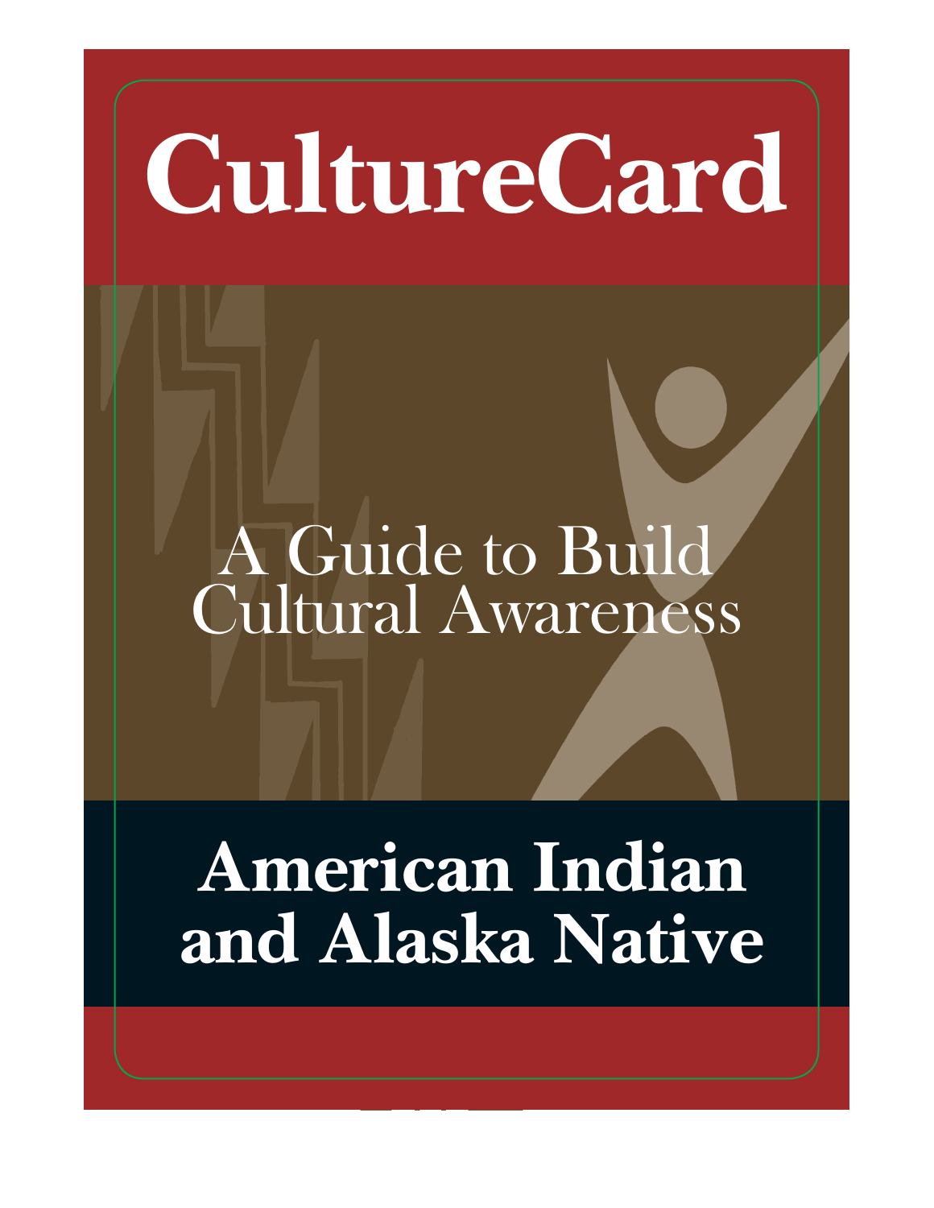# CultureCard

A Guide to Build Cultural Awareness

## American Indian and Alaska Native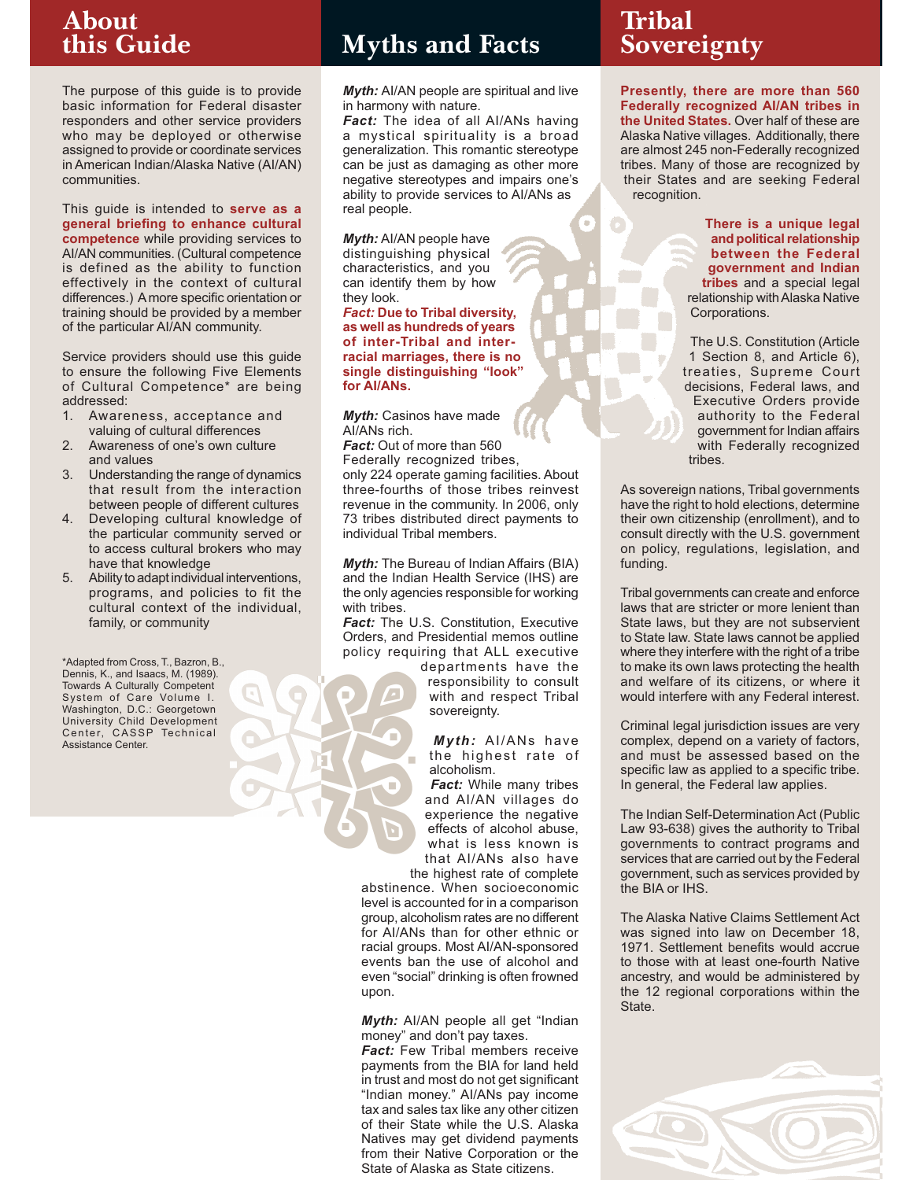# About this Guide

The purpose of this guide is to provide basic information for Federal disaster responders and other service providers who may be deployed or otherwise assigned to provide or coordinate services in American Indian/Alaska Native (AI/AN) communities.

This guide is intended to **serve as a general briefing to enhance cultural competence** while providing services to AI/AN communities. (Cultural competence is defined as the ability to function effectively in the context of cultural differences.) A more specific orientation or training should be provided by a member of the particular AI/AN community.

Service providers should use this guide to ensure the following Five Elements of Cultural Competence* are being addressed:

1. Awareness, acceptance and valuing of cultural differences
2. Awareness of one's own culture and values
3. Understanding the range of dynamics that result from the interaction between people of different cultures
4. Developing cultural knowledge of the particular community served or to access cultural brokers who may have that knowledge
5. Ability to adapt individual interventions, programs, and policies to fit the cultural context of the individual, family, or community

*Adapted from Cross, T., Bazron, B., Dennis, K., and Isaacs, M. (1989). Towards A Culturally Competent System of Care Volume I. Washington, D.C.: Georgetown University Child Development Center, CASSP Technical Assistance Center.

# Myths and Facts

***Myth:*** AI/AN people are spiritual and live in harmony with nature.
***Fact:*** The idea of all AI/ANs having a mystical spirituality is a broad generalization. This romantic stereotype can be just as damaging as other more negative stereotypes and impairs one's ability to provide services to AI/ANs as real people.

***Myth:*** AI/AN people have distinguishing physical characteristics, and you can identify them by how they look.
***Fact:* Due to Tribal diversity, as well as hundreds of years of inter-Tribal and inter-racial marriages, there is no single distinguishing "look" for AI/ANs.**

***Myth:*** Casinos have made AI/ANs rich.
***Fact:*** Out of more than 560 Federally recognized tribes, only 224 operate gaming facilities. About three-fourths of those tribes reinvest revenue in the community. In 2006, only 73 tribes distributed direct payments to individual Tribal members.

***Myth:*** The Bureau of Indian Affairs (BIA) and the Indian Health Service (IHS) are the only agencies responsible for working with tribes.
***Fact:*** The U.S. Constitution, Executive Orders, and Presidential memos outline policy requiring that ALL executive departments have the responsibility to consult with and respect Tribal sovereignty.

***Myth:*** AI/ANs have the highest rate of alcoholism.
***Fact:*** While many tribes and AI/AN villages do experience the negative effects of alcohol abuse, what is less known is that AI/ANs also have the highest rate of complete abstinence. When socioeconomic level is accounted for in a comparison group, alcoholism rates are no different for AI/ANs than for other ethnic or racial groups. Most AI/AN-sponsored events ban the use of alcohol and even "social" drinking is often frowned upon.

***Myth:*** AI/AN people all get "Indian money" and don't pay taxes.
***Fact:*** Few Tribal members receive payments from the BIA for land held in trust and most do not get significant "Indian money." AI/ANs pay income tax and sales tax like any other citizen of their State while the U.S. Alaska Natives may get dividend payments from their Native Corporation or the State of Alaska as State citizens.

# Tribal Sovereignty

**Presently, there are more than 560 Federally recognized AI/AN tribes in the United States.** Over half of these are Alaska Native villages. Additionally, there are almost 245 non-Federally recognized tribes. Many of those are recognized by their States and are seeking Federal recognition.

**There is a unique legal and political relationship between the Federal government and Indian tribes** and a special legal relationship with Alaska Native Corporations.

The U.S. Constitution (Article 1 Section 8, and Article 6), treaties, Supreme Court decisions, Federal laws, and Executive Orders provide authority to the Federal government for Indian affairs with Federally recognized tribes.

As sovereign nations, Tribal governments have the right to hold elections, determine their own citizenship (enrollment), and to consult directly with the U.S. government on policy, regulations, legislation, and funding.

Tribal governments can create and enforce laws that are stricter or more lenient than State laws, but they are not subservient to State law. State laws cannot be applied where they interfere with the right of a tribe to make its own laws protecting the health and welfare of its citizens, or where it would interfere with any Federal interest.

Criminal legal jurisdiction issues are very complex, depend on a variety of factors, and must be assessed based on the specific law as applied to a specific tribe. In general, the Federal law applies.

The Indian Self-Determination Act (Public Law 93-638) gives the authority to Tribal governments to contract programs and services that are carried out by the Federal government, such as services provided by the BIA or IHS.

The Alaska Native Claims Settlement Act was signed into law on December 18, 1971. Settlement benefits would accrue to those with at least one-fourth Native ancestry, and would be administered by the 12 regional corporations within the State.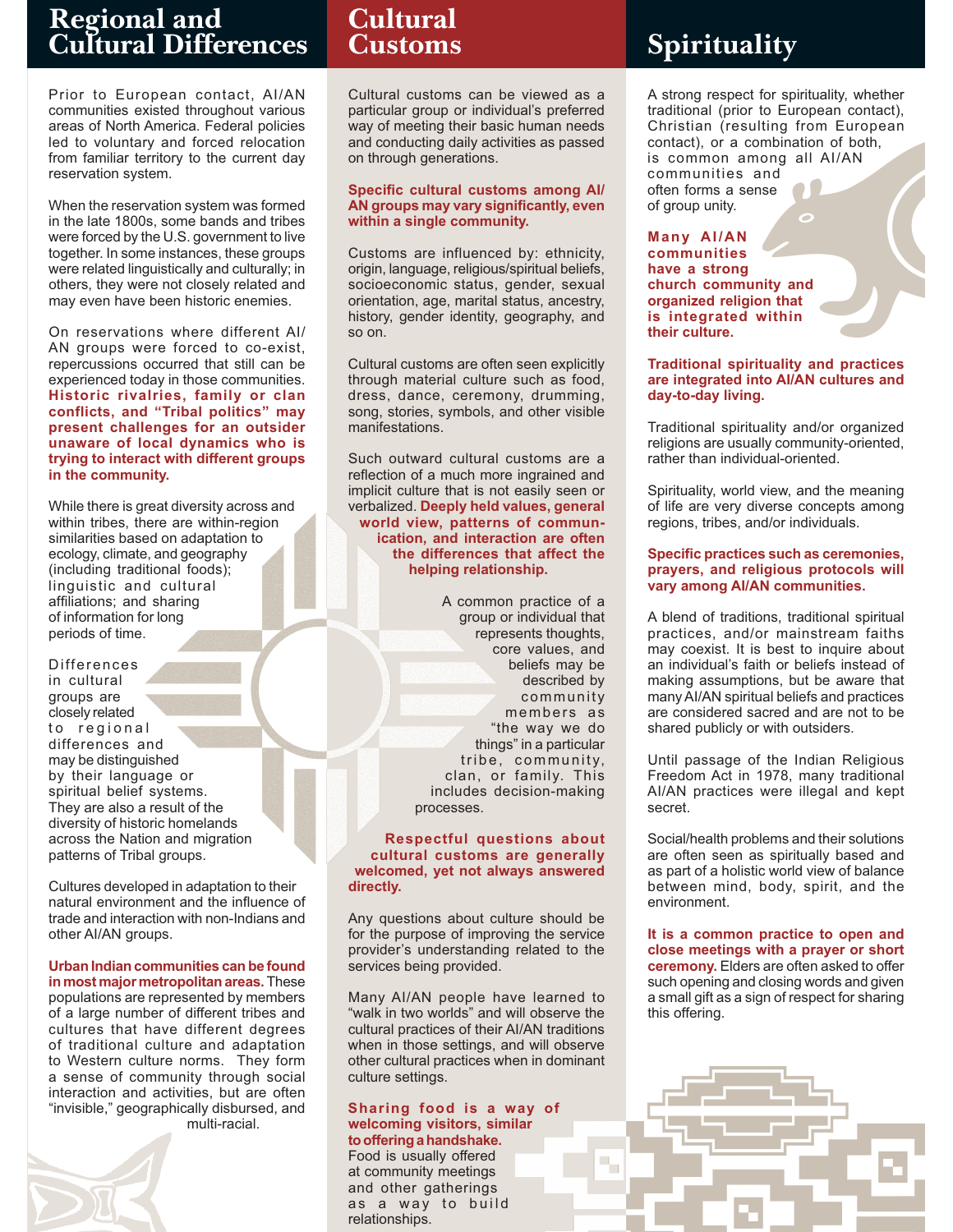# Regional and Cultural Differences

Prior to European contact, AI/AN communities existed throughout various areas of North America. Federal policies led to voluntary and forced relocation from familiar territory to the current day reservation system.

When the reservation system was formed in the late 1800s, some bands and tribes were forced by the U.S. government to live together. In some instances, these groups were related linguistically and culturally; in others, they were not closely related and may even have been historic enemies.

On reservations where different AI/AN groups were forced to co-exist, repercussions occurred that still can be experienced today in those communities. **Historic rivalries, family or clan conflicts, and "Tribal politics" may present challenges for an outsider unaware of local dynamics who is trying to interact with different groups in the community.**

While there is great diversity across and within tribes, there are within-region similarities based on adaptation to ecology, climate, and geography (including traditional foods); linguistic and cultural affiliations; and sharing of information for long periods of time.

Differences in cultural groups are closely related to regional differences and may be distinguished by their language or spiritual belief systems. They are also a result of the diversity of historic homelands across the Nation and migration patterns of Tribal groups.

Cultures developed in adaptation to their natural environment and the influence of trade and interaction with non-Indians and other AI/AN groups.

**Urban Indian communities can be found in most major metropolitan areas.** These populations are represented by members of a large number of different tribes and cultures that have different degrees of traditional culture and adaptation to Western culture norms. They form a sense of community through social interaction and activities, but are often "invisible," geographically disbursed, and multi-racial.

# Cultural Customs

Cultural customs can be viewed as a particular group or individual's preferred way of meeting their basic human needs and conducting daily activities as passed on through generations.

**Specific cultural customs among AI/AN groups may vary significantly, even within a single community.**

Customs are influenced by: ethnicity, origin, language, religious/spiritual beliefs, socioeconomic status, gender, sexual orientation, age, marital status, ancestry, history, gender identity, geography, and so on.

Cultural customs are often seen explicitly through material culture such as food, dress, dance, ceremony, drumming, song, stories, symbols, and other visible manifestations.

Such outward cultural customs are a reflection of a much more ingrained and implicit culture that is not easily seen or verbalized. **Deeply held values, general world view, patterns of communication, and interaction are often the differences that affect the helping relationship.**

A common practice of a group or individual that represents thoughts, core values, and beliefs may be described by community members as "the way we do things" in a particular tribe, community, clan, or family. This includes decision-making processes.

**Respectful questions about cultural customs are generally welcomed, yet not always answered directly.**

Any questions about culture should be for the purpose of improving the service provider's understanding related to the services being provided.

Many AI/AN people have learned to "walk in two worlds" and will observe the cultural practices of their AI/AN traditions when in those settings, and will observe other cultural practices when in dominant culture settings.

**Sharing food is a way of welcoming visitors, similar to offering a handshake.** Food is usually offered at community meetings and other gatherings as a way to build relationships.

# Spirituality

A strong respect for spirituality, whether traditional (prior to European contact), Christian (resulting from European contact), or a combination of both, is common among all AI/AN communities and often forms a sense of group unity.

**Many AI/AN communities have a strong church community and organized religion that is integrated within their culture.**

**Traditional spirituality and practices are integrated into AI/AN cultures and day-to-day living.**

Traditional spirituality and/or organized religions are usually community-oriented, rather than individual-oriented.

Spirituality, world view, and the meaning of life are very diverse concepts among regions, tribes, and/or individuals.

**Specific practices such as ceremonies, prayers, and religious protocols will vary among AI/AN communities.**

A blend of traditions, traditional spiritual practices, and/or mainstream faiths may coexist. It is best to inquire about an individual's faith or beliefs instead of making assumptions, but be aware that many AI/AN spiritual beliefs and practices are considered sacred and are not to be shared publicly or with outsiders.

Until passage of the Indian Religious Freedom Act in 1978, many traditional AI/AN practices were illegal and kept secret.

Social/health problems and their solutions are often seen as spiritually based and as part of a holistic world view of balance between mind, body, spirit, and the environment.

**It is a common practice to open and close meetings with a prayer or short ceremony.** Elders are often asked to offer such opening and closing words and given a small gift as a sign of respect for sharing this offering.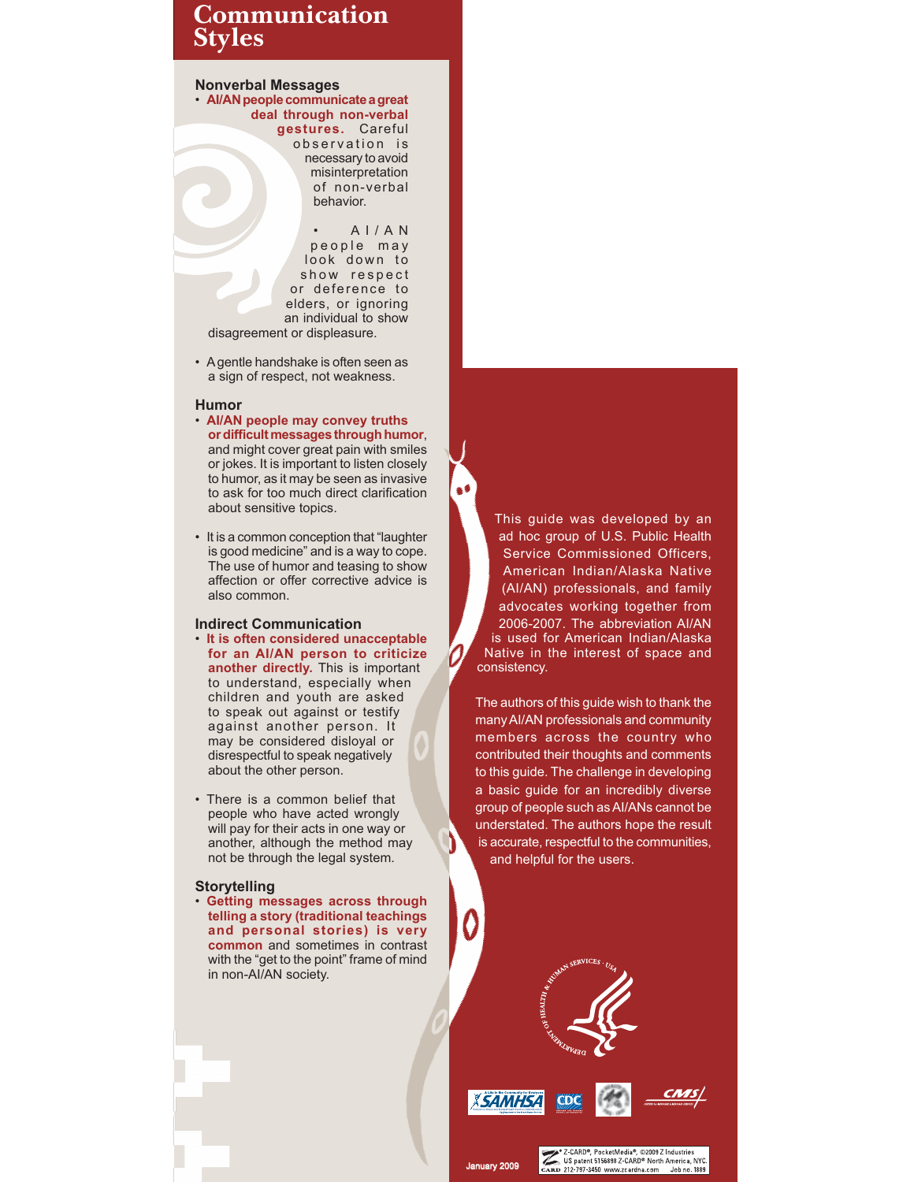# Communication Styles

## Nonverbal Messages

- **AI/AN people communicate a great deal through non-verbal gestures.** Careful observation is necessary to avoid misinterpretation of non-verbal behavior.
- AI/AN people may look down to show respect or deference to elders, or ignoring an individual to show disagreement or displeasure.
- A gentle handshake is often seen as a sign of respect, not weakness.

## Humor

- **AI/AN people may convey truths or difficult messages through humor**, and might cover great pain with smiles or jokes. It is important to listen closely to humor, as it may be seen as invasive to ask for too much direct clarification about sensitive topics.
- It is a common conception that "laughter is good medicine" and is a way to cope. The use of humor and teasing to show affection or offer corrective advice is also common.

## Indirect Communication

- **It is often considered unacceptable for an AI/AN person to criticize another directly.** This is important to understand, especially when children and youth are asked to speak out against or testify against another person. It may be considered disloyal or disrespectful to speak negatively about the other person.
- There is a common belief that people who have acted wrongly will pay for their acts in one way or another, although the method may not be through the legal system.

## Storytelling

- **Getting messages across through telling a story (traditional teachings and personal stories) is very common** and sometimes in contrast with the "get to the point" frame of mind in non-AI/AN society.

This guide was developed by an ad hoc group of U.S. Public Health Service Commissioned Officers, American Indian/Alaska Native (AI/AN) professionals, and family advocates working together from 2006-2007. The abbreviation AI/AN is used for American Indian/Alaska Native in the interest of space and consistency.

The authors of this guide wish to thank the many AI/AN professionals and community members across the country who contributed their thoughts and comments to this guide. The challenge in developing a basic guide for an incredibly diverse group of people such as AI/ANs cannot be understated. The authors hope the result is accurate, respectful to the communities, and helpful for the users.

January 2009

Z-CARD®, PocketMedia®, ©2009 Z Industries US patent 5156898 Z-CARD® North America, NYC. 212-797-3450 www.zcardna.com Job no. 1889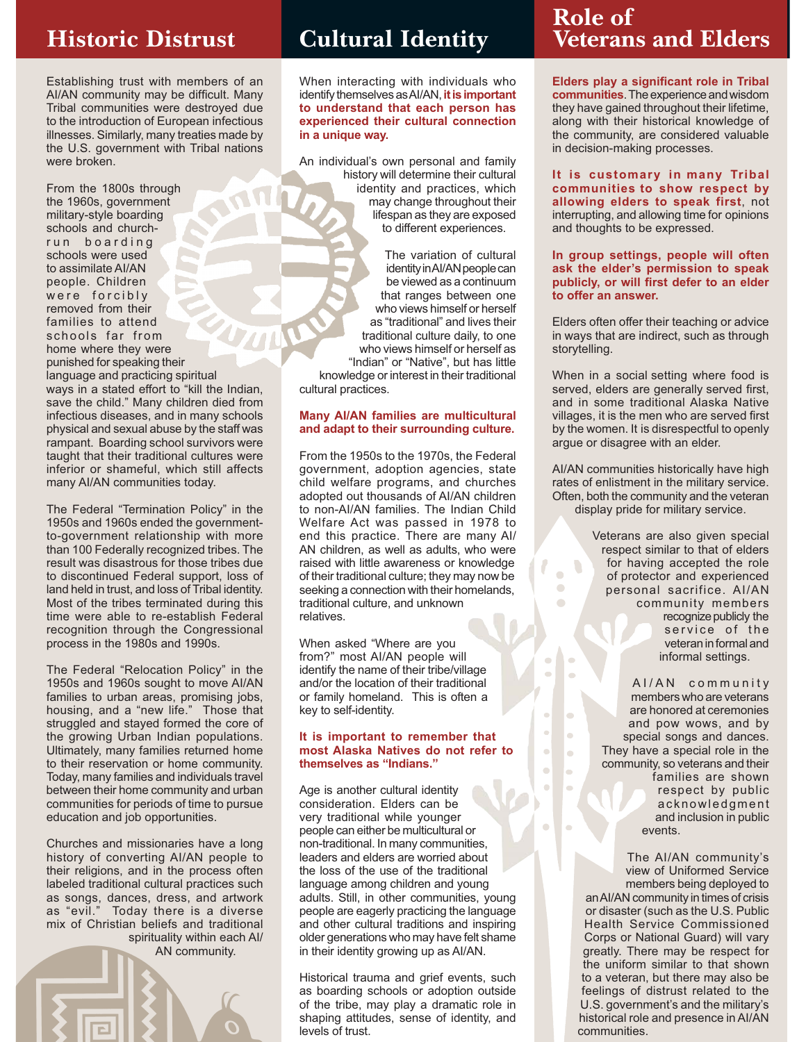## Historic Distrust

Establishing trust with members of an AI/AN community may be difficult. Many Tribal communities were destroyed due to the introduction of European infectious illnesses. Similarly, many treaties made by the U.S. government with Tribal nations were broken.

From the 1800s through the 1960s, government military-style boarding schools and church-run boarding schools were used to assimilate AI/AN people. Children were forcibly removed from their families to attend schools far from home where they were punished for speaking their language and practicing spiritual ways in a stated effort to "kill the Indian, save the child." Many children died from infectious diseases, and in many schools physical and sexual abuse by the staff was rampant. Boarding school survivors were taught that their traditional cultures were inferior or shameful, which still affects many AI/AN communities today.

The Federal "Termination Policy" in the 1950s and 1960s ended the government-to-government relationship with more than 100 Federally recognized tribes. The result was disastrous for those tribes due to discontinued Federal support, loss of land held in trust, and loss of Tribal identity. Most of the tribes terminated during this time were able to re-establish Federal recognition through the Congressional process in the 1980s and 1990s.

The Federal "Relocation Policy" in the 1950s and 1960s sought to move AI/AN families to urban areas, promising jobs, housing, and a "new life." Those that struggled and stayed formed the core of the growing Urban Indian populations. Ultimately, many families returned home to their reservation or home community. Today, many families and individuals travel between their home community and urban communities for periods of time to pursue education and job opportunities.

Churches and missionaries have a long history of converting AI/AN people to their religions, and in the process often labeled traditional cultural practices such as songs, dances, dress, and artwork as "evil." Today there is a diverse mix of Christian beliefs and traditional spirituality within each AI/AN community.

## Cultural Identity

When interacting with individuals who identify themselves as AI/AN, **it is important to understand that each person has experienced their cultural connection in a unique way.**

An individual's own personal and family history will determine their cultural identity and practices, which may change throughout their lifespan as they are exposed to different experiences.

The variation of cultural identity in AI/AN people can be viewed as a continuum that ranges between one who views himself or herself as "traditional" and lives their traditional culture daily, to one who views himself or herself as "Indian" or "Native", but has little knowledge or interest in their traditional cultural practices.

**Many AI/AN families are multicultural and adapt to their surrounding culture.**

From the 1950s to the 1970s, the Federal government, adoption agencies, state child welfare programs, and churches adopted out thousands of AI/AN children to non-AI/AN families. The Indian Child Welfare Act was passed in 1978 to end this practice. There are many AI/AN children, as well as adults, who were raised with little awareness or knowledge of their traditional culture; they may now be seeking a connection with their homelands, traditional culture, and unknown relatives.

When asked "Where are you from?" most AI/AN people will identify the name of their tribe/village and/or the location of their traditional or family homeland. This is often a key to self-identity.

**It is important to remember that most Alaska Natives do not refer to themselves as "Indians."**

Age is another cultural identity consideration. Elders can be very traditional while younger people can either be multicultural or non-traditional. In many communities, leaders and elders are worried about the loss of the use of the traditional language among children and young adults. Still, in other communities, young people are eagerly practicing the language and other cultural traditions and inspiring older generations who may have felt shame in their identity growing up as AI/AN.

Historical trauma and grief events, such as boarding schools or adoption outside of the tribe, may play a dramatic role in shaping attitudes, sense of identity, and levels of trust.

## Role of Veterans and Elders

**Elders play a significant role in Tribal communities.** The experience and wisdom they have gained throughout their lifetime, along with their historical knowledge of the community, are considered valuable in decision-making processes.

**It is customary in many Tribal communities to show respect by allowing elders to speak first**, not interrupting, and allowing time for opinions and thoughts to be expressed.

**In group settings, people will often ask the elder's permission to speak publicly, or will first defer to an elder to offer an answer.**

Elders often offer their teaching or advice in ways that are indirect, such as through storytelling.

When in a social setting where food is served, elders are generally served first, and in some traditional Alaska Native villages, it is the men who are served first by the women. It is disrespectful to openly argue or disagree with an elder.

AI/AN communities historically have high rates of enlistment in the military service. Often, both the community and the veteran display pride for military service.

Veterans are also given special respect similar to that of elders for having accepted the role of protector and experienced personal sacrifice. AI/AN community members recognize publicly the service of the veteran in formal and informal settings.

AI/AN community members who are veterans are honored at ceremonies and pow wows, and by special songs and dances. They have a special role in the community, so veterans and their families are shown respect by public acknowledgment and inclusion in public events.

The AI/AN community's view of Uniformed Service members being deployed to an AI/AN community in times of crisis or disaster (such as the U.S. Public Health Service Commissioned Corps or National Guard) will vary greatly. There may be respect for the uniform similar to that shown to a veteran, but there may also be feelings of distrust related to the U.S. government's and the military's historical role and presence in AI/AN communities.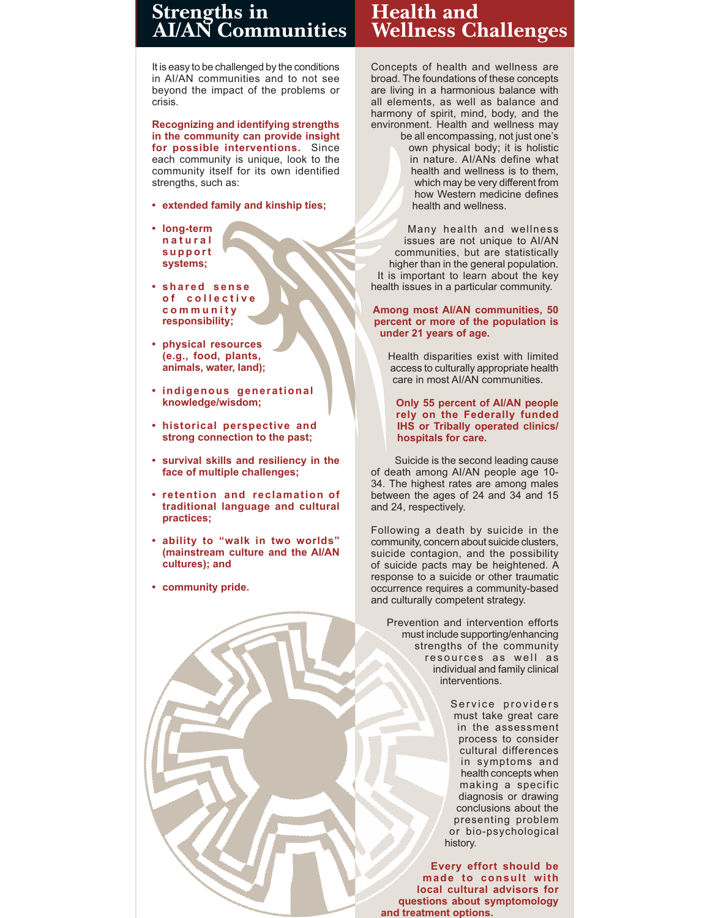## Strengths in AI/AN Communities

It is easy to be challenged by the conditions in AI/AN communities and to not see beyond the impact of the problems or crisis.

**Recognizing and identifying strengths in the community can provide insight for possible interventions.** Since each community is unique, look to the community itself for its own identified strengths, such as:

- **extended family and kinship ties;**
- **long-term natural support systems;**
- **shared sense of collective community responsibility;**
- **physical resources (e.g., food, plants, animals, water, land);**
- **indigenous generational knowledge/wisdom;**
- **historical perspective and strong connection to the past;**
- **survival skills and resiliency in the face of multiple challenges;**
- **retention and reclamation of traditional language and cultural practices;**
- **ability to "walk in two worlds" (mainstream culture and the AI/AN cultures); and**
- **community pride.**

## Health and Wellness Challenges

Concepts of health and wellness are broad. The foundations of these concepts are living in a harmonious balance with all elements, as well as balance and harmony of spirit, mind, body, and the environment. Health and wellness may be all encompassing, not just one's own physical body; it is holistic in nature. AI/ANs define what health and wellness is to them, which may be very different from how Western medicine defines health and wellness.

Many health and wellness issues are not unique to AI/AN communities, but are statistically higher than in the general population. It is important to learn about the key health issues in a particular community.

**Among most AI/AN communities, 50 percent or more of the population is under 21 years of age.**

Health disparities exist with limited access to culturally appropriate health care in most AI/AN communities.

**Only 55 percent of AI/AN people rely on the Federally funded IHS or Tribally operated clinics/hospitals for care.**

Suicide is the second leading cause of death among AI/AN people age 10-34. The highest rates are among males between the ages of 24 and 34 and 15 and 24, respectively.

Following a death by suicide in the community, concern about suicide clusters, suicide contagion, and the possibility of suicide pacts may be heightened. A response to a suicide or other traumatic occurrence requires a community-based and culturally competent strategy.

Prevention and intervention efforts must include supporting/enhancing strengths of the community resources as well as individual and family clinical interventions.

Service providers must take great care in the assessment process to consider cultural differences in symptoms and health concepts when making a specific diagnosis or drawing conclusions about the presenting problem or bio-psychological history.

**Every effort should be made to consult with local cultural advisors for questions about symptomology and treatment options.**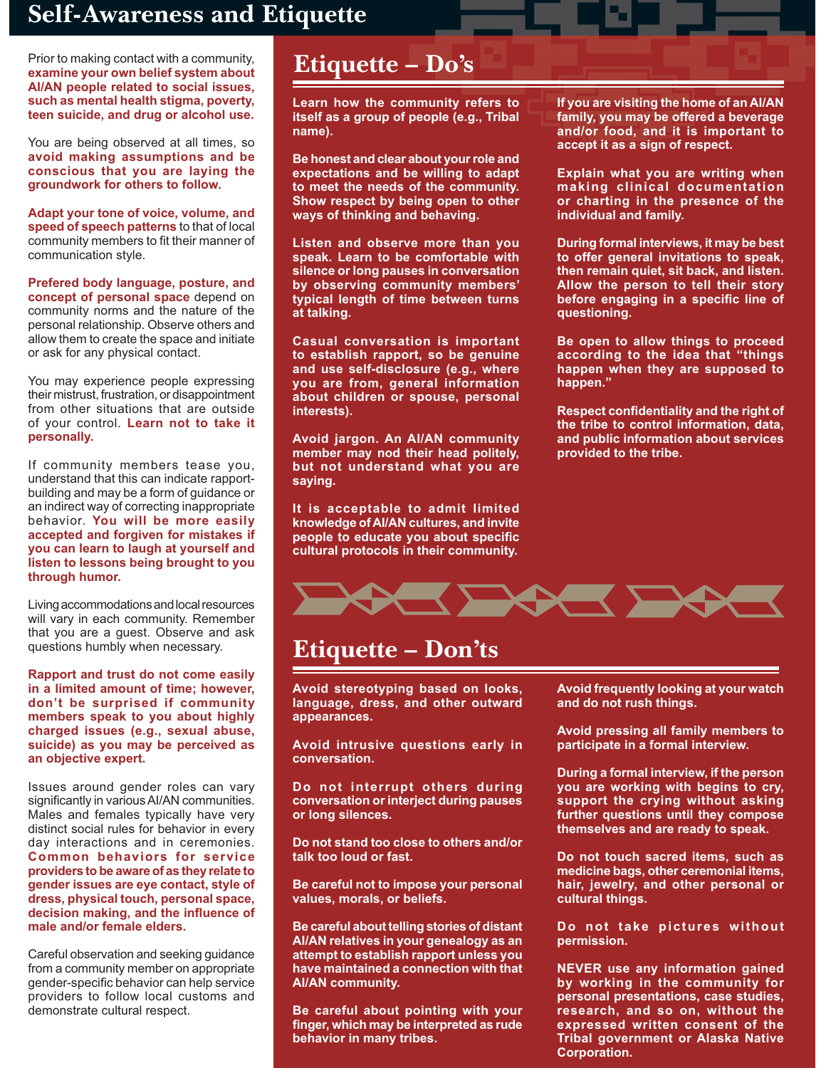# Self-Awareness and Etiquette

Prior to making contact with a community, **examine your own belief system about AI/AN people related to social issues, such as mental health stigma, poverty, teen suicide, and drug or alcohol use.**

You are being observed at all times, so **avoid making assumptions and be conscious that you are laying the groundwork for others to follow.**

**Adapt your tone of voice, volume, and speed of speech patterns** to that of local community members to fit their manner of communication style.

**Prefered body language, posture, and concept of personal space** depend on community norms and the nature of the personal relationship. Observe others and allow them to create the space and initiate or ask for any physical contact.

You may experience people expressing their mistrust, frustration, or disappointment from other situations that are outside of your control. **Learn not to take it personally.**

If community members tease you, understand that this can indicate rapport-building and may be a form of guidance or an indirect way of correcting inappropriate behavior. **You will be more easily accepted and forgiven for mistakes if you can learn to laugh at yourself and listen to lessons being brought to you through humor.**

Living accommodations and local resources will vary in each community. Remember that you are a guest. Observe and ask questions humbly when necessary.

**Rapport and trust do not come easily in a limited amount of time; however, don't be surprised if community members speak to you about highly charged issues (e.g., sexual abuse, suicide) as you may be perceived as an objective expert.**

Issues around gender roles can vary significantly in various AI/AN communities. Males and females typically have very distinct social rules for behavior in every day interactions and in ceremonies. **Common behaviors for service providers to be aware of as they relate to gender issues are eye contact, style of dress, physical touch, personal space, decision making, and the influence of male and/or female elders.**

Careful observation and seeking guidance from a community member on appropriate gender-specific behavior can help service providers to follow local customs and demonstrate cultural respect.

## Etiquette – Do's

**Learn how the community refers to itself as a group of people (e.g., Tribal name).**

**Be honest and clear about your role and expectations and be willing to adapt to meet the needs of the community. Show respect by being open to other ways of thinking and behaving.**

**Listen and observe more than you speak. Learn to be comfortable with silence or long pauses in conversation by observing community members' typical length of time between turns at talking.**

**Casual conversation is important to establish rapport, so be genuine and use self-disclosure (e.g., where you are from, general information about children or spouse, personal interests).**

**Avoid jargon. An AI/AN community member may nod their head politely, but not understand what you are saying.**

**It is acceptable to admit limited knowledge of AI/AN cultures, and invite people to educate you about specific cultural protocols in their community.**

**If you are visiting the home of an AI/AN family, you may be offered a beverage and/or food, and it is important to accept it as a sign of respect.**

**Explain what you are writing when making clinical documentation or charting in the presence of the individual and family.**

**During formal interviews, it may be best to offer general invitations to speak, then remain quiet, sit back, and listen. Allow the person to tell their story before engaging in a specific line of questioning.**

**Be open to allow things to proceed according to the idea that "things happen when they are supposed to happen."**

**Respect confidentiality and the right of the tribe to control information, data, and public information about services provided to the tribe.**

## Etiquette – Don'ts

**Avoid stereotyping based on looks, language, dress, and other outward appearances.**

**Avoid intrusive questions early in conversation.**

**Do not interrupt others during conversation or interject during pauses or long silences.**

**Do not stand too close to others and/or talk too loud or fast.**

**Be careful not to impose your personal values, morals, or beliefs.**

**Be careful about telling stories of distant AI/AN relatives in your genealogy as an attempt to establish rapport unless you have maintained a connection with that AI/AN community.**

**Be careful about pointing with your finger, which may be interpreted as rude behavior in many tribes.**

**Avoid frequently looking at your watch and do not rush things.**

**Avoid pressing all family members to participate in a formal interview.**

**During a formal interview, if the person you are working with begins to cry, support the crying without asking further questions until they compose themselves and are ready to speak.**

**Do not touch sacred items, such as medicine bags, other ceremonial items, hair, jewelry, and other personal or cultural things.**

**Do not take pictures without permission.**

**NEVER use any information gained by working in the community for personal presentations, case studies, research, and so on, without the expressed written consent of the Tribal government or Alaska Native Corporation.**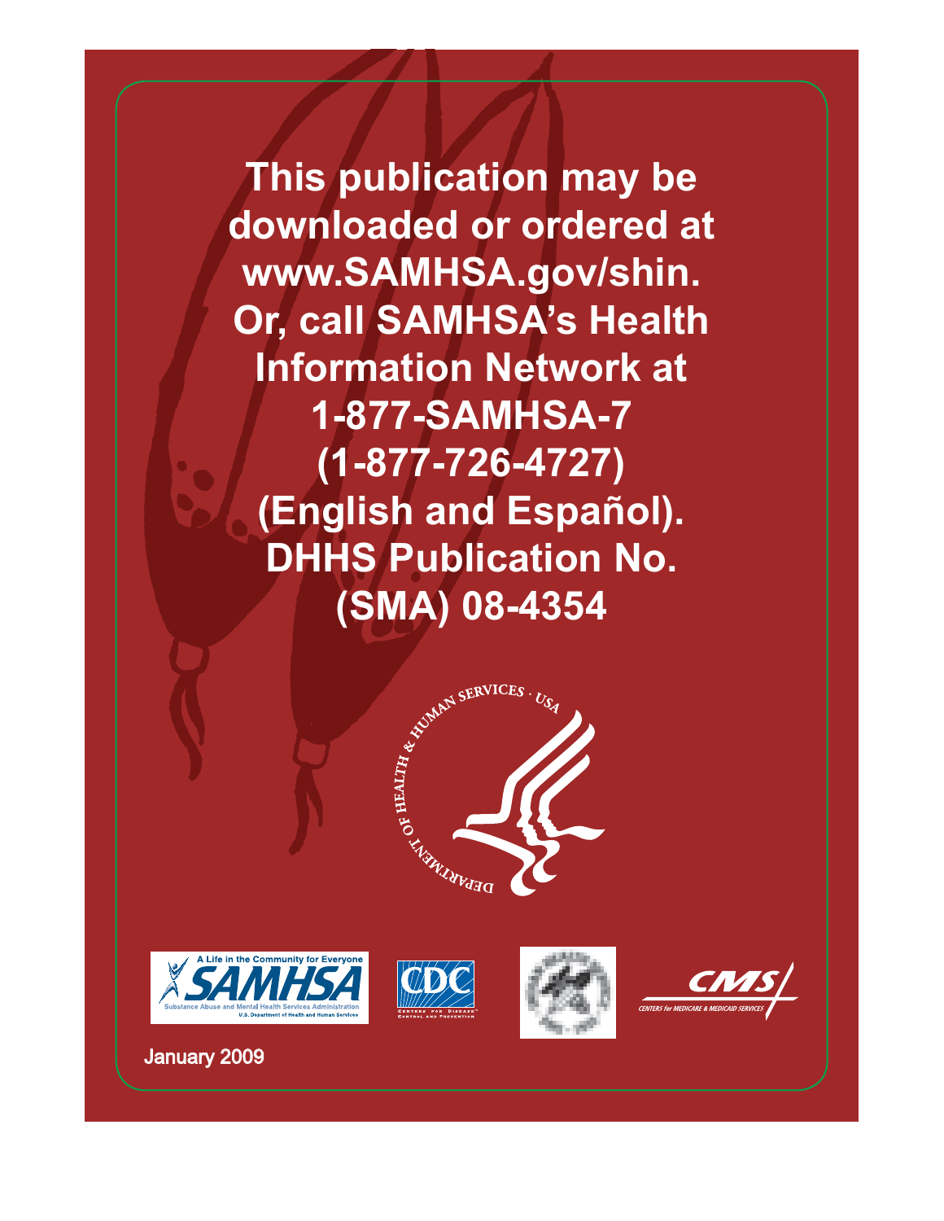**This publication may be downloaded or ordered at www.SAMHSA.gov/shin. Or, call SAMHSA's Health Information Network at 1-877-SAMHSA-7 (1-877-726-4727) (English and Español). DHHS Publication No. (SMA) 08-4354**

DEPARTMENT OF HEALTH & HUMAN SERVICES · USA

A Life in the Community for Everyone
SAMHSA
Substance Abuse and Mental Health Services Administration
U.S. Department of Health and Human Services

CDC
Centers for Disease Control and Prevention

CMS
CENTERS for MEDICARE & MEDICAID SERVICES

January 2009